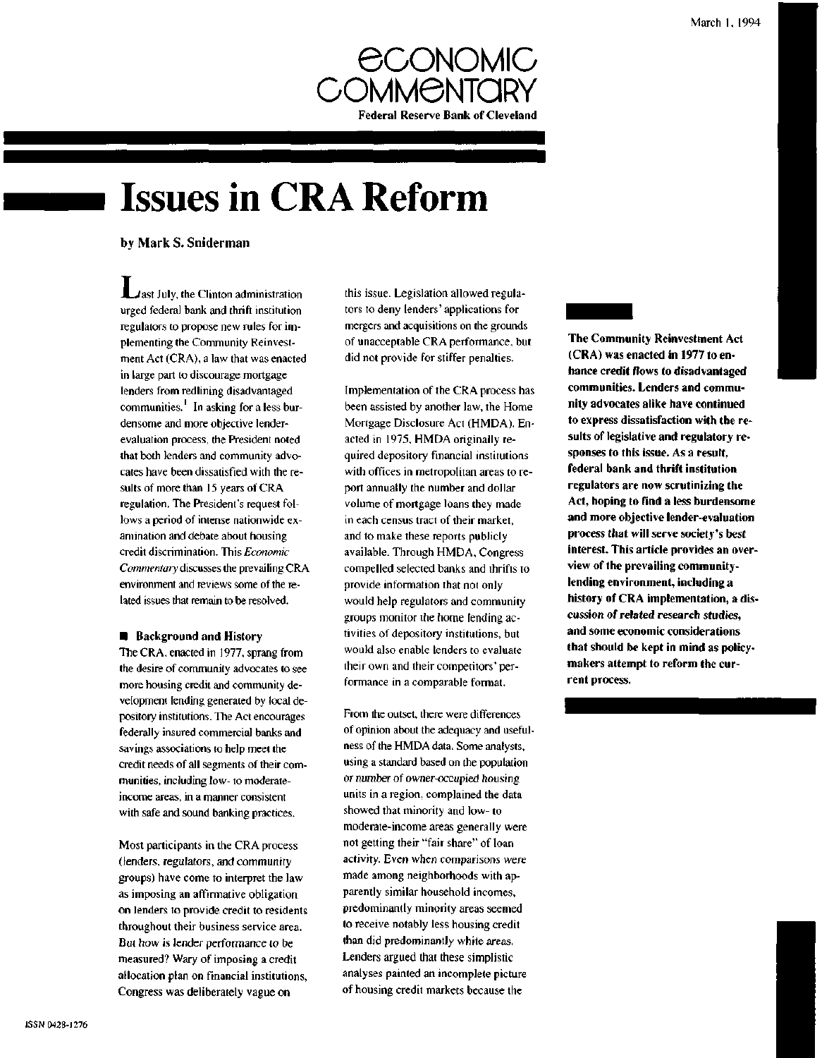March 1, 1994

# Economic Commentary

**Federal Reserve Bank of Cleveland**

# Issues in CRA Reform

**by Mark S. Sniderman**

**The Community Reinvestment Act (CRA) was enacted in 1977 to enhance credit flows to disadvantaged communities. Lenders and community advocates alike have continued to express dissatisfaction with the results of legislative and regulatory responses to this issue. As a result, federal bank and thrift institution regulators are now scrutinizing the Act, hoping to find a less burdensome and more objective lender-evaluation process that will serve society's best interest. This article provides an overview of the prevailing community-lending environment, including a history of CRA implementation, a discussion of related research studies, and some economic considerations that should be kept in mind as policymakers attempt to reform the current process.**

Last July, the Clinton administration urged federal bank and thrift institution regulators to propose new rules for implementing the Community Reinvestment Act (CRA), a law that was enacted in large part to discourage mortgage lenders from redlining disadvantaged communities.[1] In asking for a less burdensome and more objective lender-evaluation process, the President noted that both lenders and community advocates have been dissatisfied with the results of more than 15 years of CRA regulation. The President's request follows a period of intense nationwide examination and debate about housing credit discrimination. This *Economic Commentary* discusses the prevailing CRA environment and reviews some of the related issues that remain to be resolved.

## ■ Background and History

The CRA, enacted in 1977, sprang from the desire of community advocates to see more housing credit and community development lending generated by local depository institutions. The Act encourages federally insured commercial banks and savings associations to help meet the credit needs of all segments of their communities, including low- to moderate-income areas, in a manner consistent with safe and sound banking practices.

Most participants in the CRA process (lenders, regulators, and community groups) have come to interpret the law as imposing an affirmative obligation on lenders to provide credit to residents throughout their business service area. But how is lender performance to be measured? Wary of imposing a credit allocation plan on financial institutions, Congress was deliberately vague on this issue. Legislation allowed regulators to deny lenders' applications for mergers and acquisitions on the grounds of unacceptable CRA performance, but did not provide for stiffer penalties.

Implementation of the CRA process has been assisted by another law, the Home Mortgage Disclosure Act (HMDA). Enacted in 1975, HMDA originally required depository financial institutions with offices in metropolitan areas to report annually the number and dollar volume of mortgage loans they made in each census tract of their market, and to make these reports publicly available. Through HMDA, Congress compelled selected banks and thrifts to provide information that not only would help regulators and community groups monitor the home lending activities of depository institutions, but would also enable lenders to evaluate their own and their competitors' performance in a comparable format.

From the outset, there were differences of opinion about the adequacy and usefulness of the HMDA data. Some analysts, using a standard based on the population or number of owner-occupied housing units in a region, complained the data showed that minority and low- to moderate-income areas generally were not getting their "fair share" of loan activity. Even when comparisons were made among neighborhoods with apparently similar household incomes, predominantly minority areas seemed to receive notably less housing credit than did predominantly white areas. Lenders argued that these simplistic analyses painted an incomplete picture of housing credit markets because the

ISSN 0428-1276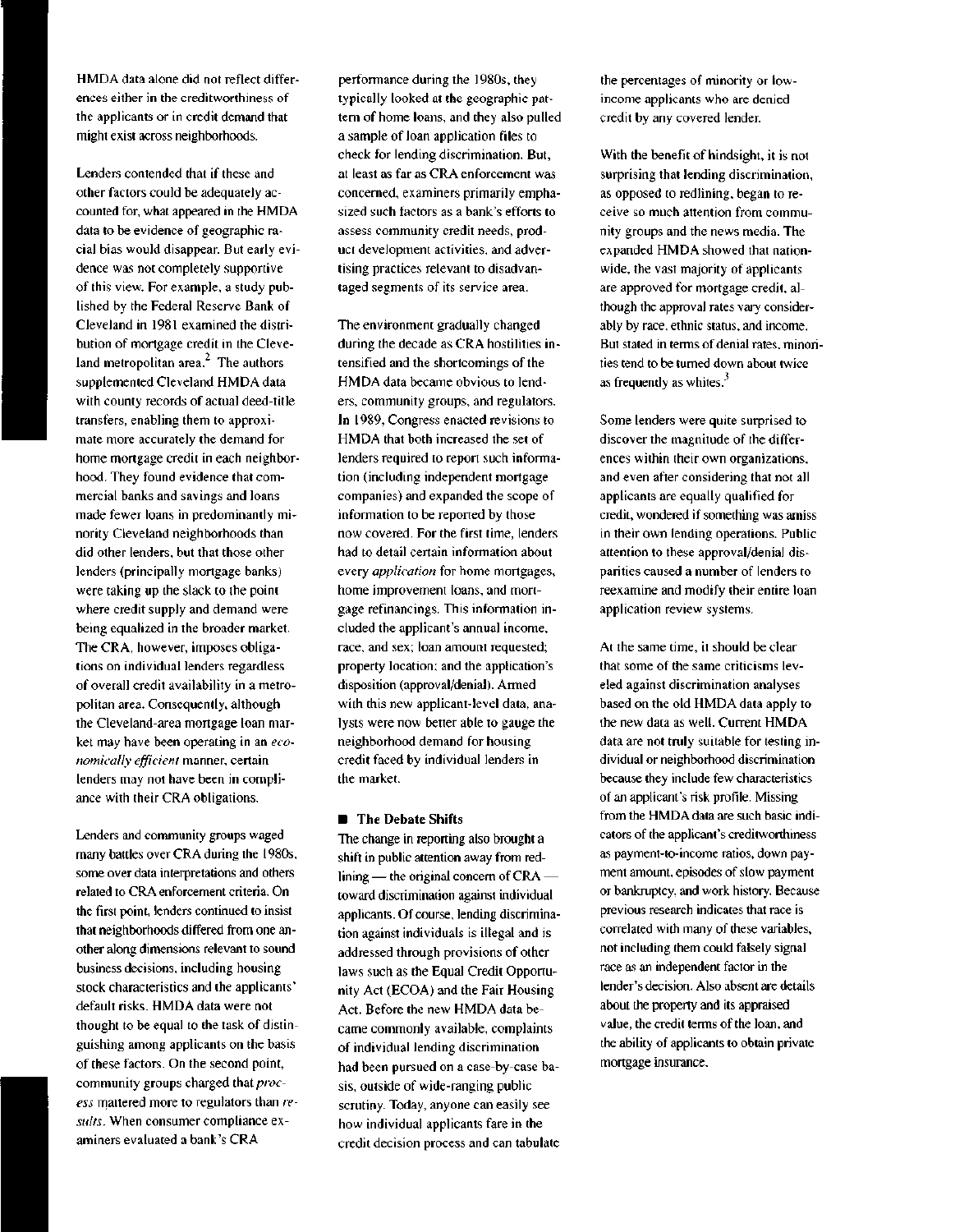HMDA data alone did not reflect differences either in the creditworthiness of the applicants or in credit demand that might exist across neighborhoods.

Lenders contended that if these and other factors could be adequately accounted for, what appeared in the HMDA data to be evidence of geographic racial bias would disappear. But early evidence was not completely supportive of this view. For example, a study published by the Federal Reserve Bank of Cleveland in 1981 examined the distribution of mortgage credit in the Cleveland metropolitan area.[2] The authors supplemented Cleveland HMDA data with county records of actual deed-title transfers, enabling them to approximate more accurately the demand for home mortgage credit in each neighborhood. They found evidence that commercial banks and savings and loans made fewer loans in predominantly minority Cleveland neighborhoods than did other lenders, but that those other lenders (principally mortgage banks) were taking up the slack to the point where credit supply and demand were being equalized in the broader market. The CRA, however, imposes obligations on individual lenders regardless of overall credit availability in a metropolitan area. Consequently, although the Cleveland-area mortgage loan market may have been operating in an *economically efficient* manner, certain lenders may not have been in compliance with their CRA obligations.

Lenders and community groups waged many battles over CRA during the 1980s, some over data interpretations and others related to CRA enforcement criteria. On the first point, lenders continued to insist that neighborhoods differed from one another along dimensions relevant to sound business decisions, including housing stock characteristics and the applicants' default risks. HMDA data were not thought to be equal to the task of distinguishing among applicants on the basis of these factors. On the second point, community groups charged that *process* mattered more to regulators than *results*. When consumer compliance examiners evaluated a bank's CRA performance during the 1980s, they typically looked at the geographic pattern of home loans, and they also pulled a sample of loan application files to check for lending discrimination. But, at least as far as CRA enforcement was concerned, examiners primarily emphasized such factors as a bank's efforts to assess community credit needs, product development activities, and advertising practices relevant to disadvantaged segments of its service area.

The environment gradually changed during the decade as CRA hostilities intensified and the shortcomings of the HMDA data became obvious to lenders, community groups, and regulators. In 1989, Congress enacted revisions to HMDA that both increased the set of lenders required to report such information (including independent mortgage companies) and expanded the scope of information to be reported by those now covered. For the first time, lenders had to detail certain information about every *application* for home mortgages, home improvement loans, and mortgage refinancings. This information included the applicant's annual income, race, and sex; loan amount requested; property location; and the application's disposition (approval/denial). Armed with this new applicant-level data, analysts were now better able to gauge the neighborhood demand for housing credit faced by individual lenders in the market.

## The Debate Shifts

The change in reporting also brought a shift in public attention away from redlining — the original concern of CRA — toward discrimination against individual applicants. Of course, lending discrimination against individuals is illegal and is addressed through provisions of other laws such as the Equal Credit Opportunity Act (ECOA) and the Fair Housing Act. Before the new HMDA data became commonly available, complaints of individual lending discrimination had been pursued on a case-by-case basis, outside of wide-ranging public scrutiny. Today, anyone can easily see how individual applicants fare in the credit decision process and can tabulate the percentages of minority or low-income applicants who are denied credit by any covered lender.

With the benefit of hindsight, it is not surprising that lending discrimination, as opposed to redlining, began to receive so much attention from community groups and the news media. The expanded HMDA showed that nationwide, the vast majority of applicants are approved for mortgage credit, although the approval rates vary considerably by race, ethnic status, and income. But stated in terms of denial rates, minorities tend to be turned down about twice as frequently as whites.[3]

Some lenders were quite surprised to discover the magnitude of the differences within their own organizations, and even after considering that not all applicants are equally qualified for credit, wondered if something was amiss in their own lending operations. Public attention to these approval/denial disparities caused a number of lenders to reexamine and modify their entire loan application review systems.

At the same time, it should be clear that some of the same criticisms leveled against discrimination analyses based on the old HMDA data apply to the new data as well. Current HMDA data are not truly suitable for testing individual or neighborhood discrimination because they include few characteristics of an applicant's risk profile. Missing from the HMDA data are such basic indicators of the applicant's creditworthiness as payment-to-income ratios, down payment amount, episodes of slow payment or bankruptcy, and work history. Because previous research indicates that race is correlated with many of these variables, not including them could falsely signal race as an independent factor in the lender's decision. Also absent are details about the property and its appraised value, the credit terms of the loan, and the ability of applicants to obtain private mortgage insurance.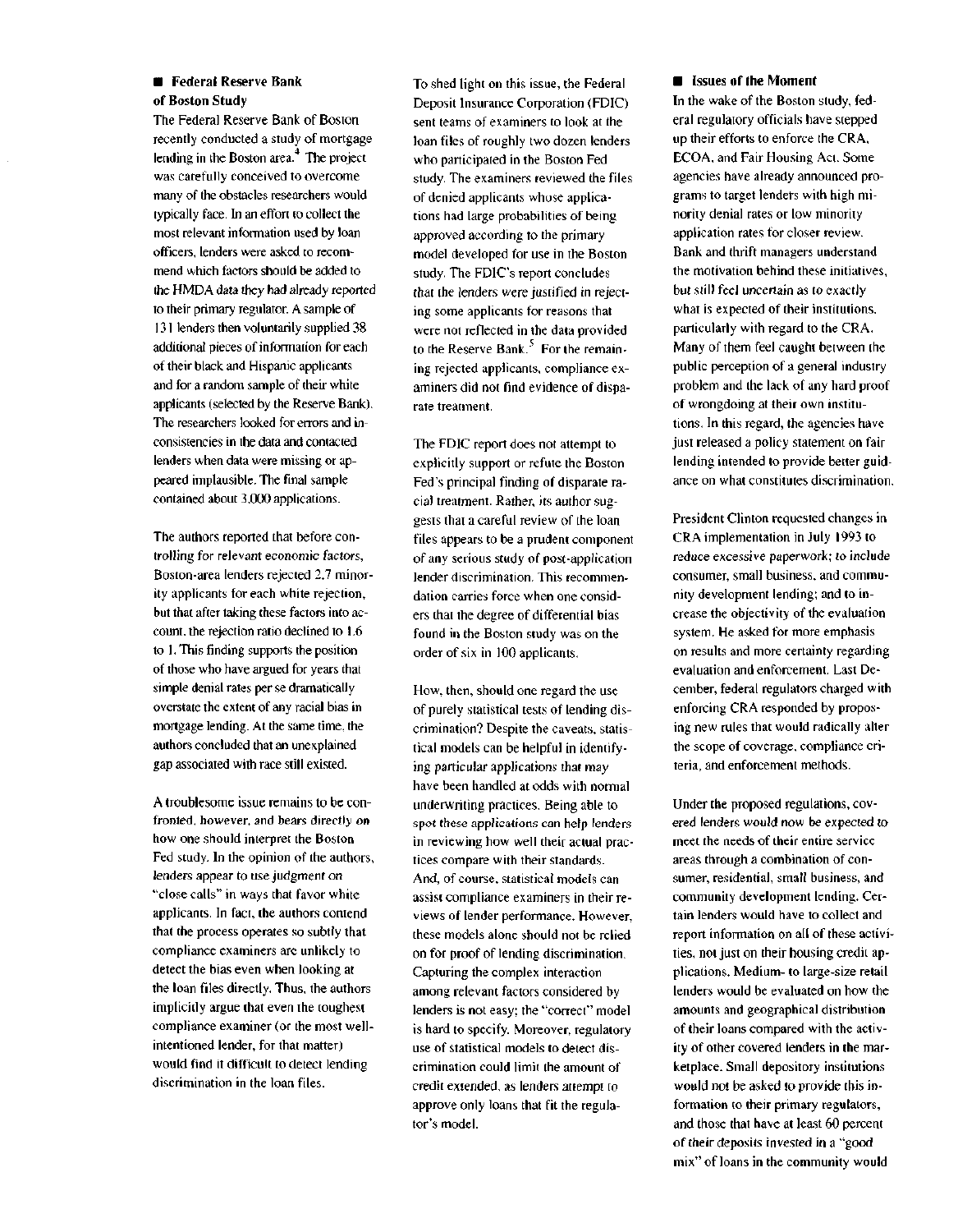## Federal Reserve Bank of Boston Study

The Federal Reserve Bank of Boston recently conducted a study of mortgage lending in the Boston area.[4] The project was carefully conceived to overcome many of the obstacles researchers would typically face. In an effort to collect the most relevant information used by loan officers, lenders were asked to recommend which factors should be added to the HMDA data they had already reported to their primary regulator. A sample of 131 lenders then voluntarily supplied 38 additional pieces of information for each of their black and Hispanic applicants and for a random sample of their white applicants (selected by the Reserve Bank). The researchers looked for errors and inconsistencies in the data and contacted lenders when data were missing or appeared implausible. The final sample contained about 3,000 applications.

The authors reported that before controlling for relevant economic factors, Boston-area lenders rejected 2.7 minority applicants for each white rejection, but that after taking these factors into account, the rejection ratio declined to 1.6 to 1. This finding supports the position of those who have argued for years that simple denial rates per se dramatically overstate the extent of any racial bias in mortgage lending. At the same time, the authors concluded that an unexplained gap associated with race still existed.

A troublesome issue remains to be confronted, however, and bears directly on how one should interpret the Boston Fed study. In the opinion of the authors, lenders appear to use judgment on "close calls" in ways that favor white applicants. In fact, the authors contend that the process operates so subtly that compliance examiners are unlikely to detect the bias even when looking at the loan files directly. Thus, the authors implicitly argue that even the toughest compliance examiner (or the most well-intentioned lender, for that matter) would find it difficult to detect lending discrimination in the loan files.

To shed light on this issue, the Federal Deposit Insurance Corporation (FDIC) sent teams of examiners to look at the loan files of roughly two dozen lenders who participated in the Boston Fed study. The examiners reviewed the files of denied applicants whose applications had large probabilities of being approved according to the primary model developed for use in the Boston study. The FDIC's report concludes that the lenders were justified in rejecting some applicants for reasons that were not reflected in the data provided to the Reserve Bank.[5] For the remaining rejected applicants, compliance examiners did not find evidence of disparate treatment.

The FDIC report does not attempt to explicitly support or refute the Boston Fed's principal finding of disparate racial treatment. Rather, its author suggests that a careful review of the loan files appears to be a prudent component of any serious study of post-application lender discrimination. This recommendation carries force when one considers that the degree of differential bias found in the Boston study was on the order of six in 100 applicants.

How, then, should one regard the use of purely statistical tests of lending discrimination? Despite the caveats, statistical models can be helpful in identifying particular applications that may have been handled at odds with normal underwriting practices. Being able to spot these applications can help lenders in reviewing how well their actual practices compare with their standards. And, of course, statistical models can assist compliance examiners in their reviews of lender performance. However, these models alone should not be relied on for proof of lending discrimination. Capturing the complex interaction among relevant factors considered by lenders is not easy; the "correct" model is hard to specify. Moreover, regulatory use of statistical models to detect discrimination could limit the amount of credit extended, as lenders attempt to approve only loans that fit the regulator's model.

## Issues of the Moment

In the wake of the Boston study, federal regulatory officials have stepped up their efforts to enforce the CRA, ECOA, and Fair Housing Act. Some agencies have already announced programs to target lenders with high minority denial rates or low minority application rates for closer review. Bank and thrift managers understand the motivation behind these initiatives, but still feel uncertain as to exactly what is expected of their institutions, particularly with regard to the CRA. Many of them feel caught between the public perception of a general industry problem and the lack of any hard proof of wrongdoing at their own institutions. In this regard, the agencies have just released a policy statement on fair lending intended to provide better guidance on what constitutes discrimination.

President Clinton requested changes in CRA implementation in July 1993 to reduce excessive paperwork; to include consumer, small business, and community development lending; and to increase the objectivity of the evaluation system. He asked for more emphasis on results and more certainty regarding evaluation and enforcement. Last December, federal regulators charged with enforcing CRA responded by proposing new rules that would radically alter the scope of coverage, compliance criteria, and enforcement methods.

Under the proposed regulations, covered lenders would now be expected to meet the needs of their entire service areas through a combination of consumer, residential, small business, and community development lending. Certain lenders would have to collect and report information on all of these activities, not just on their housing credit applications. Medium- to large-size retail lenders would be evaluated on how the amounts and geographical distribution of their loans compared with the activity of other covered lenders in the marketplace. Small depository institutions would not be asked to provide this information to their primary regulators, and those that have at least 60 percent of their deposits invested in a "good mix" of loans in the community would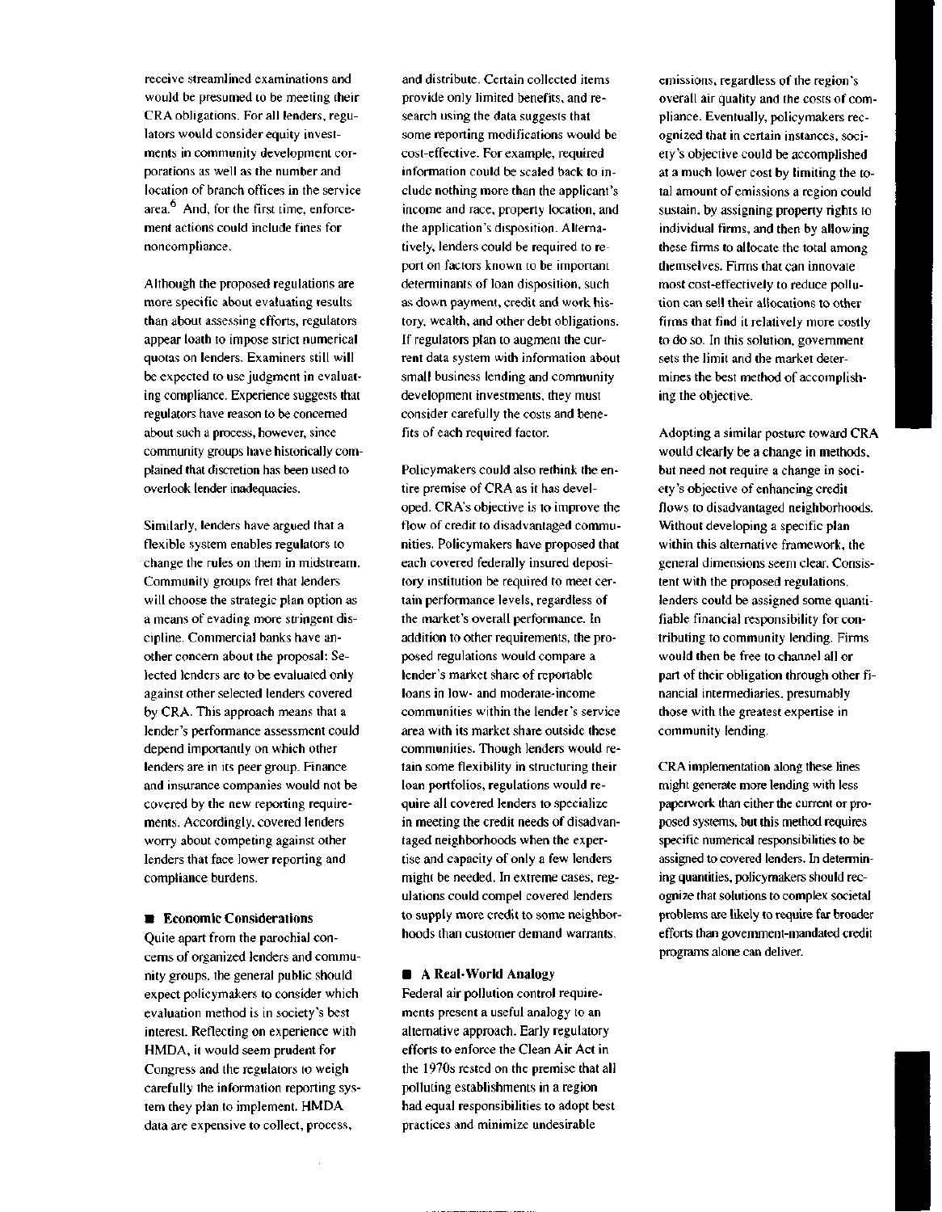receive streamlined examinations and would be presumed to be meeting their CRA obligations. For all lenders, regulators would consider equity investments in community development corporations as well as the number and location of branch offices in the service area.[6] And, for the first time, enforcement actions could include fines for noncompliance.

Although the proposed regulations are more specific about evaluating results than about assessing efforts, regulators appear loath to impose strict numerical quotas on lenders. Examiners still will be expected to use judgment in evaluating compliance. Experience suggests that regulators have reason to be concerned about such a process, however, since community groups have historically complained that discretion has been used to overlook lender inadequacies.

Similarly, lenders have argued that a flexible system enables regulators to change the rules on them in midstream. Community groups fret that lenders will choose the strategic plan option as a means of evading more stringent discipline. Commercial banks have another concern about the proposal: Selected lenders are to be evaluated only against other selected lenders covered by CRA. This approach means that a lender's performance assessment could depend importantly on which other lenders are in its peer group. Finance and insurance companies would not be covered by the new reporting requirements. Accordingly, covered lenders worry about competing against other lenders that face lower reporting and compliance burdens.

## Economic Considerations

Quite apart from the parochial concerns of organized lenders and community groups, the general public should expect policymakers to consider which evaluation method is in society's best interest. Reflecting on experience with HMDA, it would seem prudent for Congress and the regulators to weigh carefully the information reporting system they plan to implement. HMDA data are expensive to collect, process, and distribute. Certain collected items provide only limited benefits, and research using the data suggests that some reporting modifications would be cost-effective. For example, required information could be scaled back to include nothing more than the applicant's income and race, property location, and the application's disposition. Alternatively, lenders could be required to report on factors known to be important determinants of loan disposition, such as down payment, credit and work history, wealth, and other debt obligations. If regulators plan to augment the current data system with information about small business lending and community development investments, they must consider carefully the costs and benefits of each required factor.

Policymakers could also rethink the entire premise of CRA as it has developed. CRA's objective is to improve the flow of credit to disadvantaged communities. Policymakers have proposed that each covered federally insured depository institution be required to meet certain performance levels, regardless of the market's overall performance. In addition to other requirements, the proposed regulations would compare a lender's market share of reportable loans in low- and moderate-income communities within the lender's service area with its market share outside these communities. Though lenders would retain some flexibility in structuring their loan portfolios, regulations would require all covered lenders to specialize in meeting the credit needs of disadvantaged neighborhoods when the expertise and capacity of only a few lenders might be needed. In extreme cases, regulations could compel covered lenders to supply more credit to some neighborhoods than customer demand warrants.

## A Real-World Analogy

Federal air pollution control requirements present a useful analogy to an alternative approach. Early regulatory efforts to enforce the Clean Air Act in the 1970s rested on the premise that all polluting establishments in a region had equal responsibilities to adopt best practices and minimize undesirable emissions, regardless of the region's overall air quality and the costs of compliance. Eventually, policymakers recognized that in certain instances, society's objective could be accomplished at a much lower cost by limiting the total amount of emissions a region could sustain, by assigning property rights to individual firms, and then by allowing these firms to allocate the total among themselves. Firms that can innovate most cost-effectively to reduce pollution can sell their allocations to other firms that find it relatively more costly to do so. In this solution, government sets the limit and the market determines the best method of accomplishing the objective.

Adopting a similar posture toward CRA would clearly be a change in methods, but need not require a change in society's objective of enhancing credit flows to disadvantaged neighborhoods. Without developing a specific plan within this alternative framework, the general dimensions seem clear. Consistent with the proposed regulations, lenders could be assigned some quantifiable financial responsibility for contributing to community lending. Firms would then be free to channel all or part of their obligation through other financial intermediaries, presumably those with the greatest expertise in community lending.

CRA implementation along these lines might generate more lending with less paperwork than either the current or proposed systems, but this method requires specific numerical responsibilities to be assigned to covered lenders. In determining quantities, policymakers should recognize that solutions to complex societal problems are likely to require far broader efforts than government-mandated credit programs alone can deliver.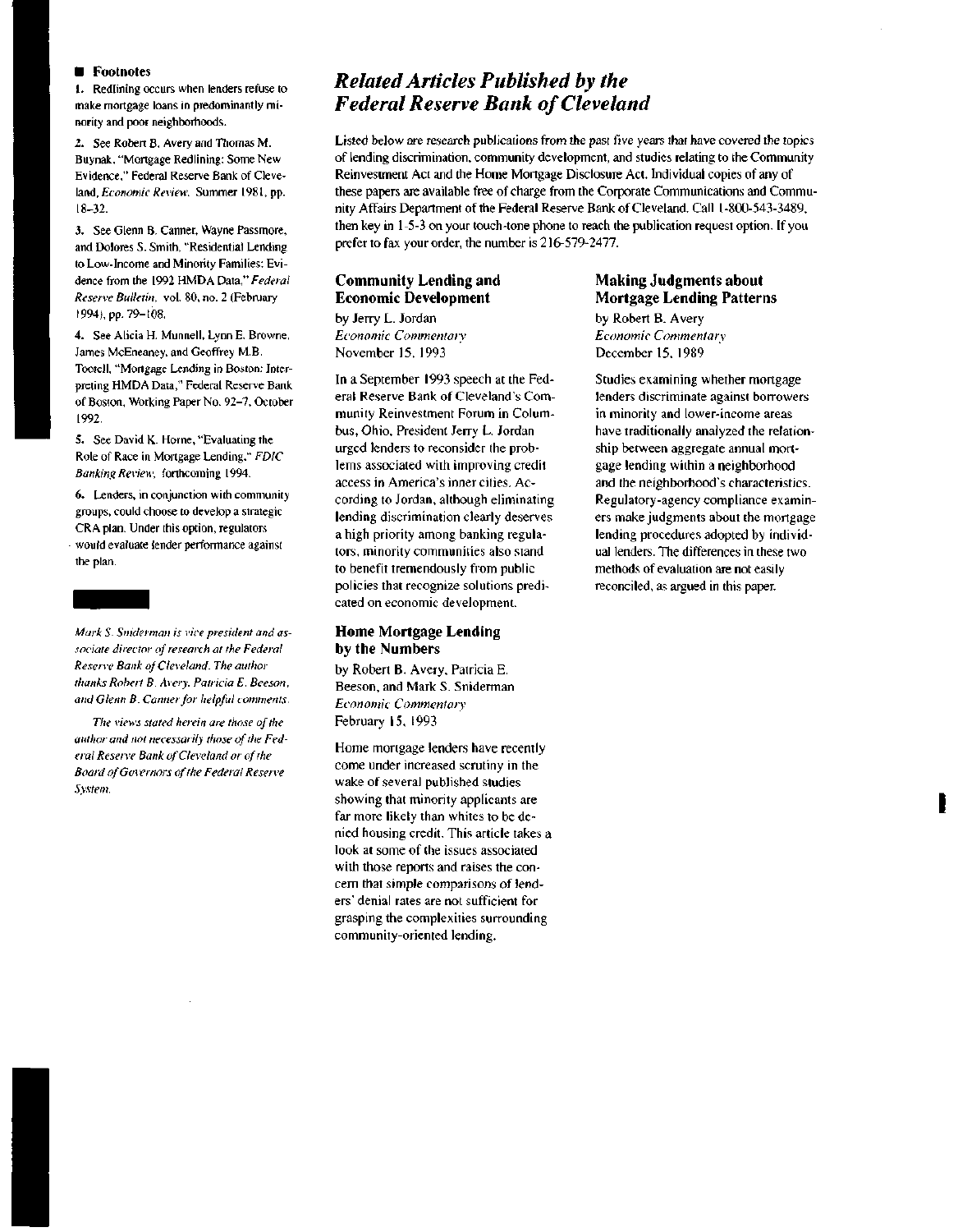## Footnotes

1. Redlining occurs when lenders refuse to make mortgage loans in predominantly minority and poor neighborhoods.

2. See Robert B. Avery and Thomas M. Buynak, "Mortgage Redlining: Some New Evidence," Federal Reserve Bank of Cleveland, *Economic Review*, Summer 1981, pp. 18–32.

3. See Glenn B. Canner, Wayne Passmore, and Dolores S. Smith, "Residential Lending to Low-Income and Minority Families: Evidence from the 1992 HMDA Data," *Federal Reserve Bulletin*, vol. 80, no. 2 (February 1994), pp. 79–108.

4. See Alicia H. Munnell, Lynn E. Browne, James McEneaney, and Geoffrey M.B. Tootell, "Mortgage Lending in Boston: Interpreting HMDA Data," Federal Reserve Bank of Boston, Working Paper No. 92–7, October 1992.

5. See David K. Horne, "Evaluating the Role of Race in Mortgage Lending," *FDIC Banking Review*, forthcoming 1994.

6. Lenders, in conjunction with community groups, could choose to develop a strategic CRA plan. Under this option, regulators would evaluate lender performance against the plan.

*Mark S. Sniderman is vice president and associate director of research at the Federal Reserve Bank of Cleveland. The author thanks Robert B. Avery, Patricia E. Beeson, and Glenn B. Canner for helpful comments.*

*The views stated herein are those of the author and not necessarily those of the Federal Reserve Bank of Cleveland or of the Board of Governors of the Federal Reserve System.*

# Related Articles Published by the Federal Reserve Bank of Cleveland

Listed below are research publications from the past five years that have covered the topics of lending discrimination, community development, and studies relating to the Community Reinvestment Act and the Home Mortgage Disclosure Act. Individual copies of any of these papers are available free of charge from the Corporate Communications and Community Affairs Department of the Federal Reserve Bank of Cleveland. Call 1-800-543-3489, then key in 1-5-3 on your touch-tone phone to reach the publication request option. If you prefer to fax your order, the number is 216-579-2477.

### Community Lending and Economic Development

by Jerry L. Jordan
*Economic Commentary*
November 15, 1993

In a September 1993 speech at the Federal Reserve Bank of Cleveland's Community Reinvestment Forum in Columbus, Ohio, President Jerry L. Jordan urged lenders to reconsider the problems associated with improving credit access in America's inner cities. According to Jordan, although eliminating lending discrimination clearly deserves a high priority among banking regulators, minority communities also stand to benefit tremendously from public policies that recognize solutions predicated on economic development.

### Home Mortgage Lending by the Numbers

by Robert B. Avery, Patricia E. Beeson, and Mark S. Sniderman
*Economic Commentary*
February 15, 1993

Home mortgage lenders have recently come under increased scrutiny in the wake of several published studies showing that minority applicants are far more likely than whites to be denied housing credit. This article takes a look at some of the issues associated with those reports and raises the concern that simple comparisons of lenders' denial rates are not sufficient for grasping the complexities surrounding community-oriented lending.

### Making Judgments about Mortgage Lending Patterns

by Robert B. Avery
*Economic Commentary*
December 15, 1989

Studies examining whether mortgage lenders discriminate against borrowers in minority and lower-income areas have traditionally analyzed the relationship between aggregate annual mortgage lending within a neighborhood and the neighborhood's characteristics. Regulatory-agency compliance examiners make judgments about the mortgage lending procedures adopted by individual lenders. The differences in these two methods of evaluation are not easily reconciled, as argued in this paper.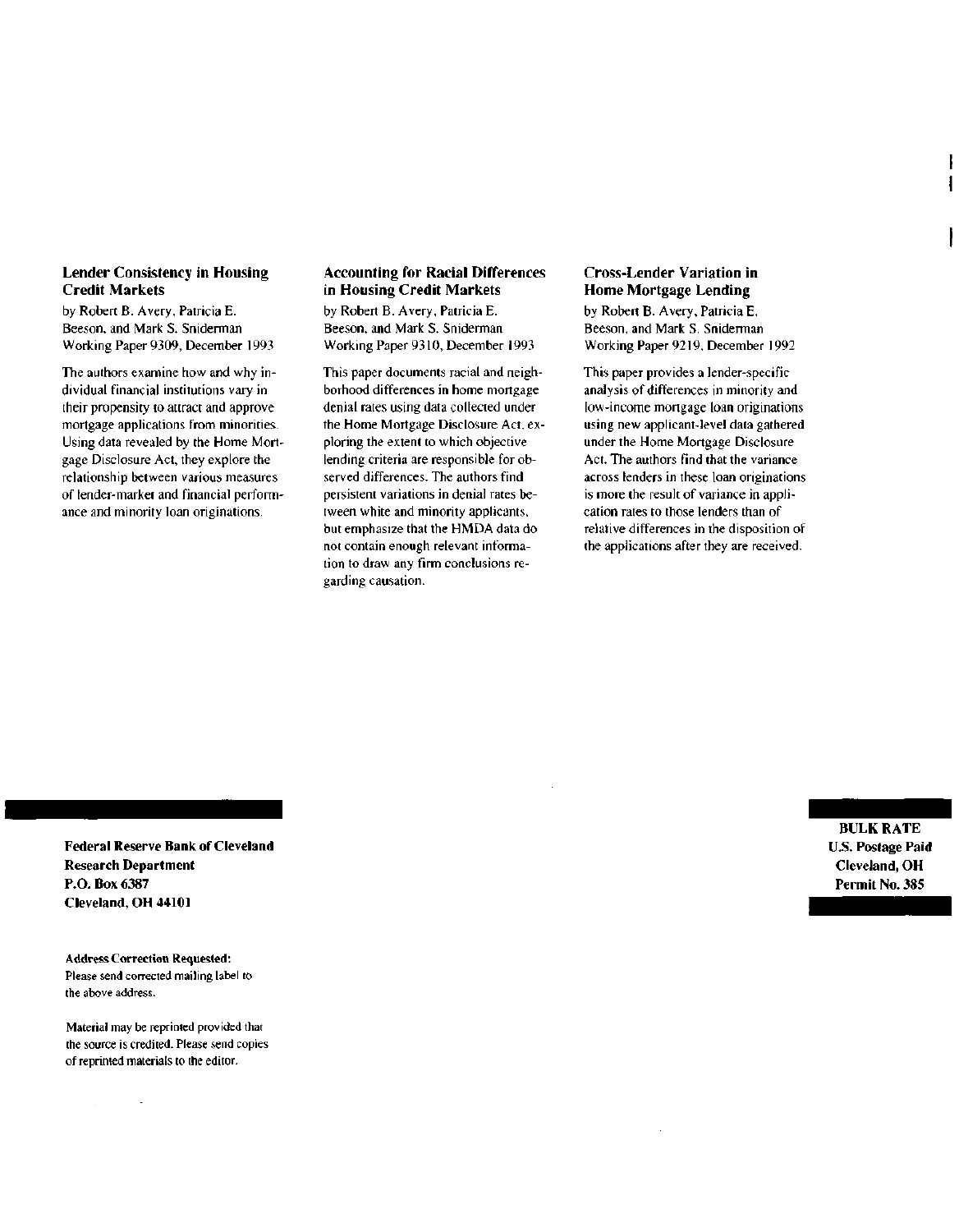### Lender Consistency in Housing Credit Markets

by Robert B. Avery, Patricia E. Beeson, and Mark S. Sniderman
Working Paper 9309, December 1993

The authors examine how and why individual financial institutions vary in their propensity to attract and approve mortgage applications from minorities. Using data revealed by the Home Mortgage Disclosure Act, they explore the relationship between various measures of lender-market and financial performance and minority loan originations.

### Accounting for Racial Differences in Housing Credit Markets

by Robert B. Avery, Patricia E. Beeson, and Mark S. Sniderman
Working Paper 9310, December 1993

This paper documents racial and neighborhood differences in home mortgage denial rates using data collected under the Home Mortgage Disclosure Act, exploring the extent to which objective lending criteria are responsible for observed differences. The authors find persistent variations in denial rates between white and minority applicants, but emphasize that the HMDA data do not contain enough relevant information to draw any firm conclusions regarding causation.

### Cross-Lender Variation in Home Mortgage Lending

by Robert B. Avery, Patricia E. Beeson, and Mark S. Sniderman
Working Paper 9219, December 1992

This paper provides a lender-specific analysis of differences in minority and low-income mortgage loan originations using new applicant-level data gathered under the Home Mortgage Disclosure Act. The authors find that the variance across lenders in these loan originations is more the result of variance in application rates to those lenders than of relative differences in the disposition of the applications after they are received.

**Federal Reserve Bank of Cleveland**
**Research Department**
**P.O. Box 6387**
**Cleveland, OH 44101**

**Address Correction Requested:**
Please send corrected mailing label to the above address.

Material may be reprinted provided that the source is credited. Please send copies of reprinted materials to the editor.

**BULK RATE**
**U.S. Postage Paid**
**Cleveland, OH**
**Permit No. 385**